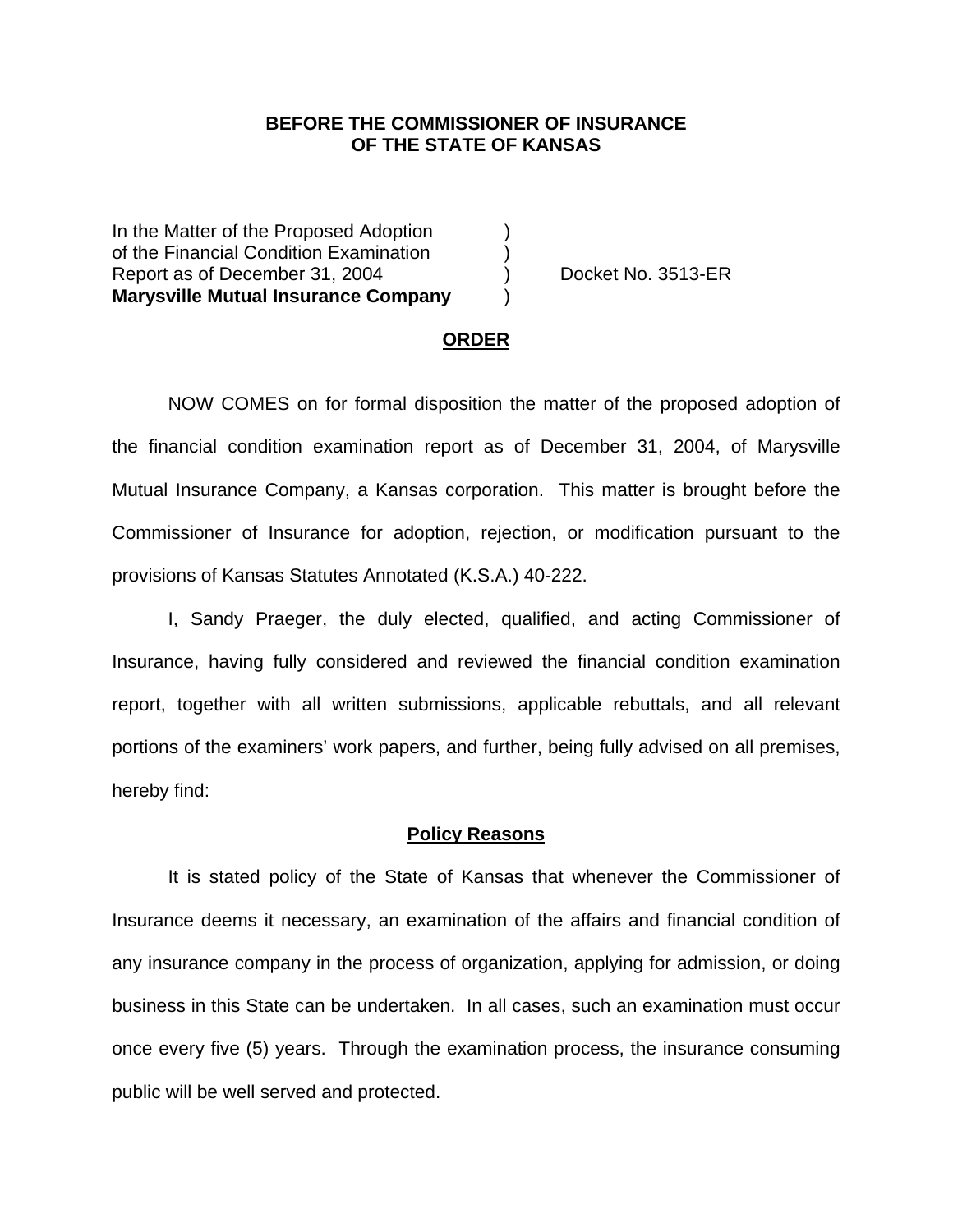**BEFORE THE COMMISSIONER OF INSURANCE OF THE STATE OF KANSAS**

| | | |
|---|---|---|
| In the Matter of the Proposed Adoption of the Financial Condition Examination Report as of December 31, 2004 **Marysville Mutual Insurance Company** | ) ) ) ) | Docket No. 3513-ER |

## ORDER

NOW COMES on for formal disposition the matter of the proposed adoption of the financial condition examination report as of December 31, 2004, of Marysville Mutual Insurance Company, a Kansas corporation. This matter is brought before the Commissioner of Insurance for adoption, rejection, or modification pursuant to the provisions of Kansas Statutes Annotated (K.S.A.) 40-222.

I, Sandy Praeger, the duly elected, qualified, and acting Commissioner of Insurance, having fully considered and reviewed the financial condition examination report, together with all written submissions, applicable rebuttals, and all relevant portions of the examiners' work papers, and further, being fully advised on all premises, hereby find:

## Policy Reasons

It is stated policy of the State of Kansas that whenever the Commissioner of Insurance deems it necessary, an examination of the affairs and financial condition of any insurance company in the process of organization, applying for admission, or doing business in this State can be undertaken. In all cases, such an examination must occur once every five (5) years. Through the examination process, the insurance consuming public will be well served and protected.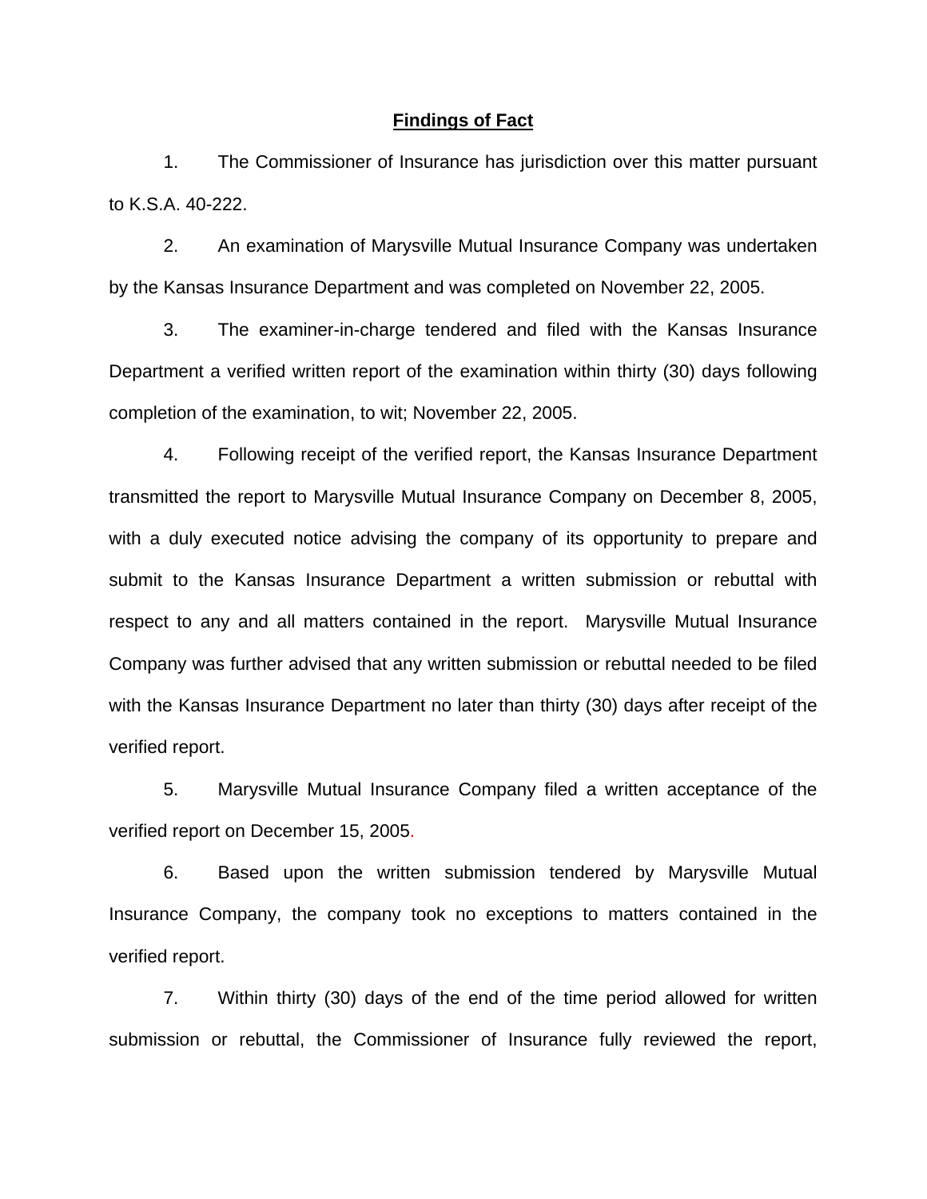## Findings of Fact

1. The Commissioner of Insurance has jurisdiction over this matter pursuant to K.S.A. 40-222.

2. An examination of Marysville Mutual Insurance Company was undertaken by the Kansas Insurance Department and was completed on November 22, 2005.

3. The examiner-in-charge tendered and filed with the Kansas Insurance Department a verified written report of the examination within thirty (30) days following completion of the examination, to wit; November 22, 2005.

4. Following receipt of the verified report, the Kansas Insurance Department transmitted the report to Marysville Mutual Insurance Company on December 8, 2005, with a duly executed notice advising the company of its opportunity to prepare and submit to the Kansas Insurance Department a written submission or rebuttal with respect to any and all matters contained in the report. Marysville Mutual Insurance Company was further advised that any written submission or rebuttal needed to be filed with the Kansas Insurance Department no later than thirty (30) days after receipt of the verified report.

5. Marysville Mutual Insurance Company filed a written acceptance of the verified report on December 15, 2005.

6. Based upon the written submission tendered by Marysville Mutual Insurance Company, the company took no exceptions to matters contained in the verified report.

7. Within thirty (30) days of the end of the time period allowed for written submission or rebuttal, the Commissioner of Insurance fully reviewed the report,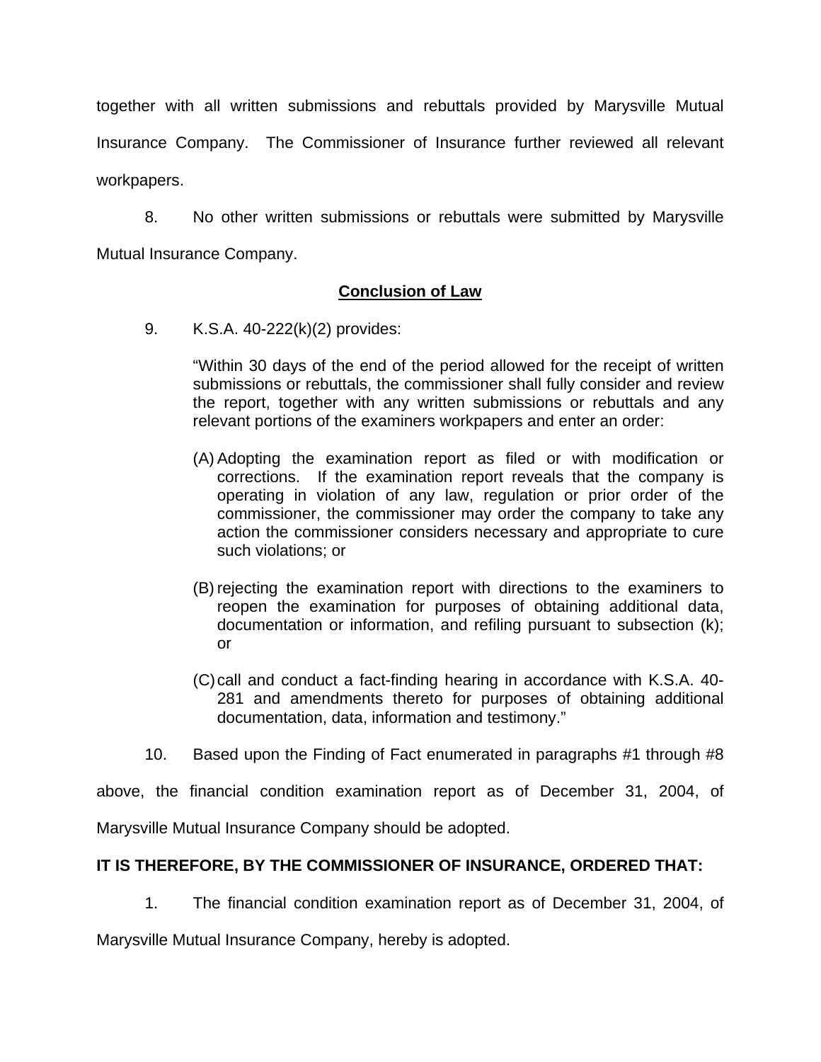together with all written submissions and rebuttals provided by Marysville Mutual Insurance Company. The Commissioner of Insurance further reviewed all relevant workpapers.

8. No other written submissions or rebuttals were submitted by Marysville Mutual Insurance Company.

## Conclusion of Law

9. K.S.A. 40-222(k)(2) provides:

> "Within 30 days of the end of the period allowed for the receipt of written submissions or rebuttals, the commissioner shall fully consider and review the report, together with any written submissions or rebuttals and any relevant portions of the examiners workpapers and enter an order:
>
> (A) Adopting the examination report as filed or with modification or corrections. If the examination report reveals that the company is operating in violation of any law, regulation or prior order of the commissioner, the commissioner may order the company to take any action the commissioner considers necessary and appropriate to cure such violations; or
>
> (B) rejecting the examination report with directions to the examiners to reopen the examination for purposes of obtaining additional data, documentation or information, and refiling pursuant to subsection (k); or
>
> (C) call and conduct a fact-finding hearing in accordance with K.S.A. 40-281 and amendments thereto for purposes of obtaining additional documentation, data, information and testimony."

10. Based upon the Finding of Fact enumerated in paragraphs #1 through #8 above, the financial condition examination report as of December 31, 2004, of Marysville Mutual Insurance Company should be adopted.

**IT IS THEREFORE, BY THE COMMISSIONER OF INSURANCE, ORDERED THAT:**

1. The financial condition examination report as of December 31, 2004, of Marysville Mutual Insurance Company, hereby is adopted.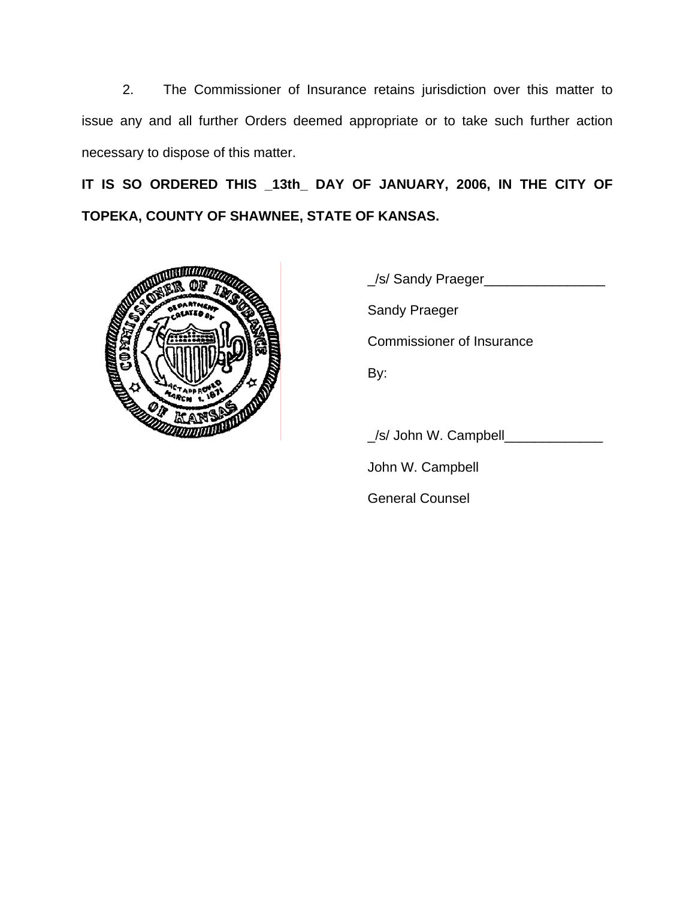2. The Commissioner of Insurance retains jurisdiction over this matter to issue any and all further Orders deemed appropriate or to take such further action necessary to dispose of this matter.

**IT IS SO ORDERED THIS _13th_ DAY OF JANUARY, 2006, IN THE CITY OF TOPEKA, COUNTY OF SHAWNEE, STATE OF KANSAS.**

_/s/ Sandy Praeger________________

Sandy Praeger

Commissioner of Insurance

By:

_/s/ John W. Campbell_____________

John W. Campbell

General Counsel